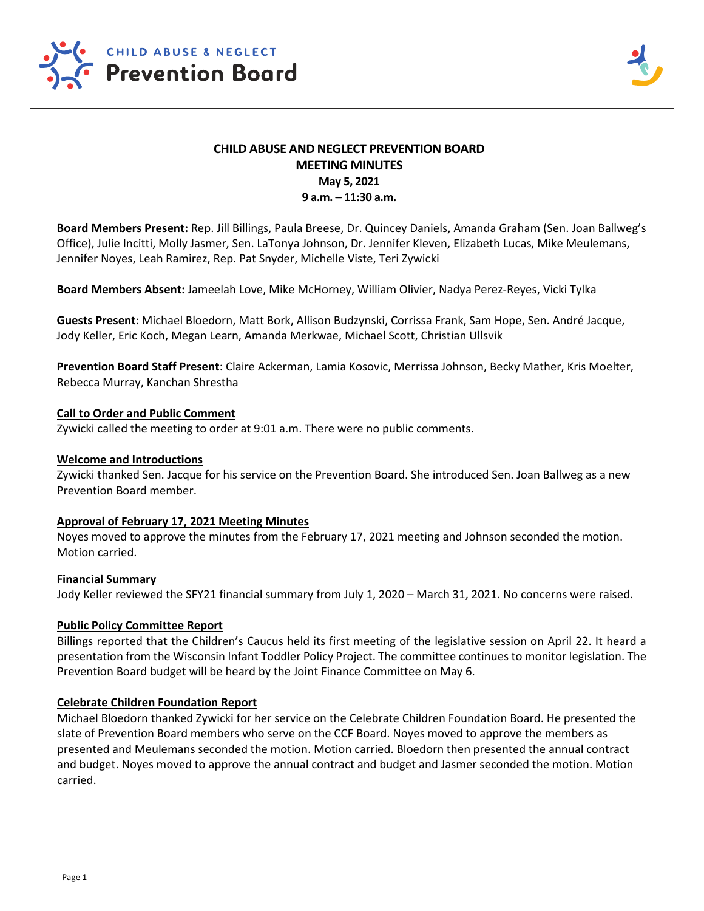CHILD ABUSE & NEGLECT
Prevention Board

# CHILD ABUSE AND NEGLECT PREVENTION BOARD
## MEETING MINUTES
**May 5, 2021**
**9 a.m. – 11:30 a.m.**

**Board Members Present:** Rep. Jill Billings, Paula Breese, Dr. Quincey Daniels, Amanda Graham (Sen. Joan Ballweg's Office), Julie Incitti, Molly Jasmer, Sen. LaTonya Johnson, Dr. Jennifer Kleven, Elizabeth Lucas, Mike Meulemans, Jennifer Noyes, Leah Ramirez, Rep. Pat Snyder, Michelle Viste, Teri Zywicki

**Board Members Absent:** Jameelah Love, Mike McHorney, William Olivier, Nadya Perez-Reyes, Vicki Tylka

**Guests Present**: Michael Bloedorn, Matt Bork, Allison Budzynski, Corrissa Frank, Sam Hope, Sen. André Jacque, Jody Keller, Eric Koch, Megan Learn, Amanda Merkwae, Michael Scott, Christian Ullsvik

**Prevention Board Staff Present**: Claire Ackerman, Lamia Kosovic, Merrissa Johnson, Becky Mather, Kris Moelter, Rebecca Murray, Kanchan Shrestha

### Call to Order and Public Comment
Zywicki called the meeting to order at 9:01 a.m. There were no public comments.

### Welcome and Introductions
Zywicki thanked Sen. Jacque for his service on the Prevention Board. She introduced Sen. Joan Ballweg as a new Prevention Board member.

### Approval of February 17, 2021 Meeting Minutes
Noyes moved to approve the minutes from the February 17, 2021 meeting and Johnson seconded the motion. Motion carried.

### Financial Summary
Jody Keller reviewed the SFY21 financial summary from July 1, 2020 – March 31, 2021. No concerns were raised.

### Public Policy Committee Report
Billings reported that the Children's Caucus held its first meeting of the legislative session on April 22. It heard a presentation from the Wisconsin Infant Toddler Policy Project. The committee continues to monitor legislation. The Prevention Board budget will be heard by the Joint Finance Committee on May 6.

### Celebrate Children Foundation Report
Michael Bloedorn thanked Zywicki for her service on the Celebrate Children Foundation Board. He presented the slate of Prevention Board members who serve on the CCF Board. Noyes moved to approve the members as presented and Meulemans seconded the motion. Motion carried. Bloedorn then presented the annual contract and budget. Noyes moved to approve the annual contract and budget and Jasmer seconded the motion. Motion carried.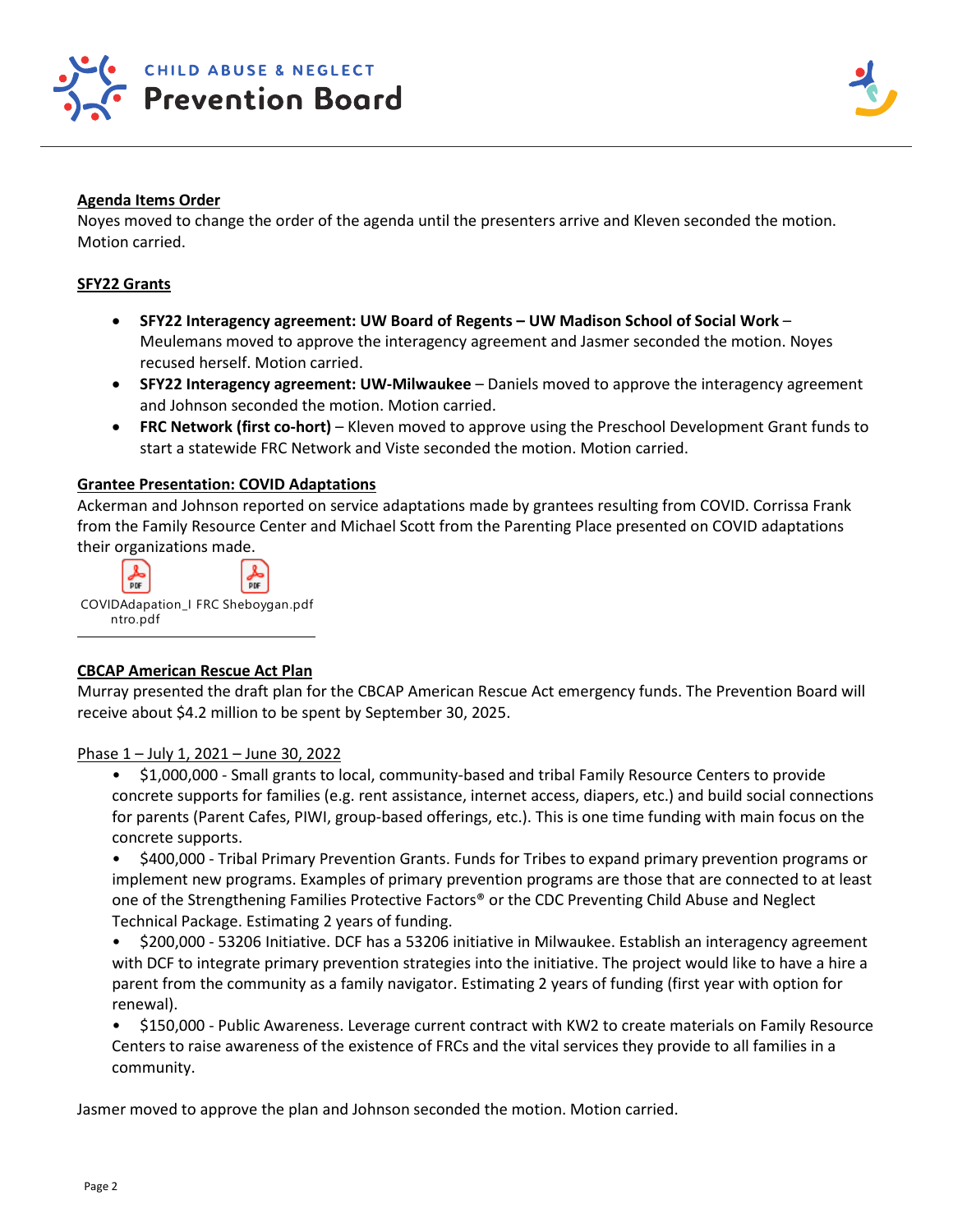**Agenda Items Order**

Noyes moved to change the order of the agenda until the presenters arrive and Kleven seconded the motion. Motion carried.

**SFY22 Grants**

- **SFY22 Interagency agreement: UW Board of Regents – UW Madison School of Social Work** – Meulemans moved to approve the interagency agreement and Jasmer seconded the motion. Noyes recused herself. Motion carried.
- **SFY22 Interagency agreement: UW-Milwaukee** – Daniels moved to approve the interagency agreement and Johnson seconded the motion. Motion carried.
- **FRC Network (first co-hort)** – Kleven moved to approve using the Preschool Development Grant funds to start a statewide FRC Network and Viste seconded the motion. Motion carried.

**Grantee Presentation: COVID Adaptations**

Ackerman and Johnson reported on service adaptations made by grantees resulting from COVID. Corrissa Frank from the Family Resource Center and Michael Scott from the Parenting Place presented on COVID adaptations their organizations made.

COVIDAdapation_Intro.pdf FRC Sheboygan.pdf

**CBCAP American Rescue Act Plan**

Murray presented the draft plan for the CBCAP American Rescue Act emergency funds. The Prevention Board will receive about $4.2 million to be spent by September 30, 2025.

Phase 1 – July 1, 2021 – June 30, 2022

- $1,000,000 - Small grants to local, community-based and tribal Family Resource Centers to provide concrete supports for families (e.g. rent assistance, internet access, diapers, etc.) and build social connections for parents (Parent Cafes, PIWI, group-based offerings, etc.). This is one time funding with main focus on the concrete supports.
- $400,000 - Tribal Primary Prevention Grants. Funds for Tribes to expand primary prevention programs or implement new programs. Examples of primary prevention programs are those that are connected to at least one of the Strengthening Families Protective Factors® or the CDC Preventing Child Abuse and Neglect Technical Package. Estimating 2 years of funding.
- $200,000 - 53206 Initiative. DCF has a 53206 initiative in Milwaukee. Establish an interagency agreement with DCF to integrate primary prevention strategies into the initiative. The project would like to have a hire a parent from the community as a family navigator. Estimating 2 years of funding (first year with option for renewal).
- $150,000 - Public Awareness. Leverage current contract with KW2 to create materials on Family Resource Centers to raise awareness of the existence of FRCs and the vital services they provide to all families in a community.

Jasmer moved to approve the plan and Johnson seconded the motion. Motion carried.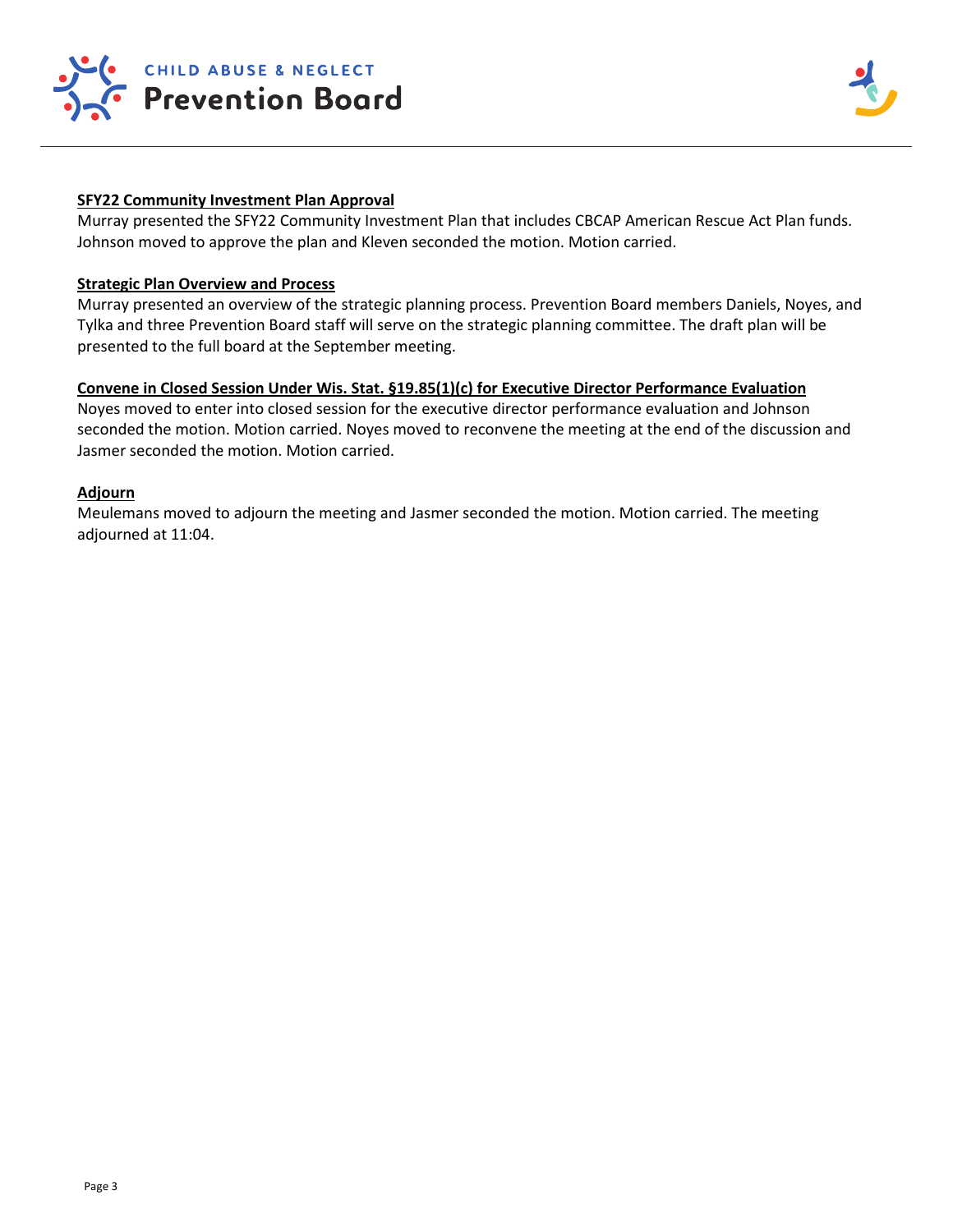**SFY22 Community Investment Plan Approval**

Murray presented the SFY22 Community Investment Plan that includes CBCAP American Rescue Act Plan funds. Johnson moved to approve the plan and Kleven seconded the motion. Motion carried.

**Strategic Plan Overview and Process**

Murray presented an overview of the strategic planning process. Prevention Board members Daniels, Noyes, and Tylka and three Prevention Board staff will serve on the strategic planning committee. The draft plan will be presented to the full board at the September meeting.

**Convene in Closed Session Under Wis. Stat. §19.85(1)(c) for Executive Director Performance Evaluation**

Noyes moved to enter into closed session for the executive director performance evaluation and Johnson seconded the motion. Motion carried. Noyes moved to reconvene the meeting at the end of the discussion and Jasmer seconded the motion. Motion carried.

**Adjourn**

Meulemans moved to adjourn the meeting and Jasmer seconded the motion. Motion carried. The meeting adjourned at 11:04.